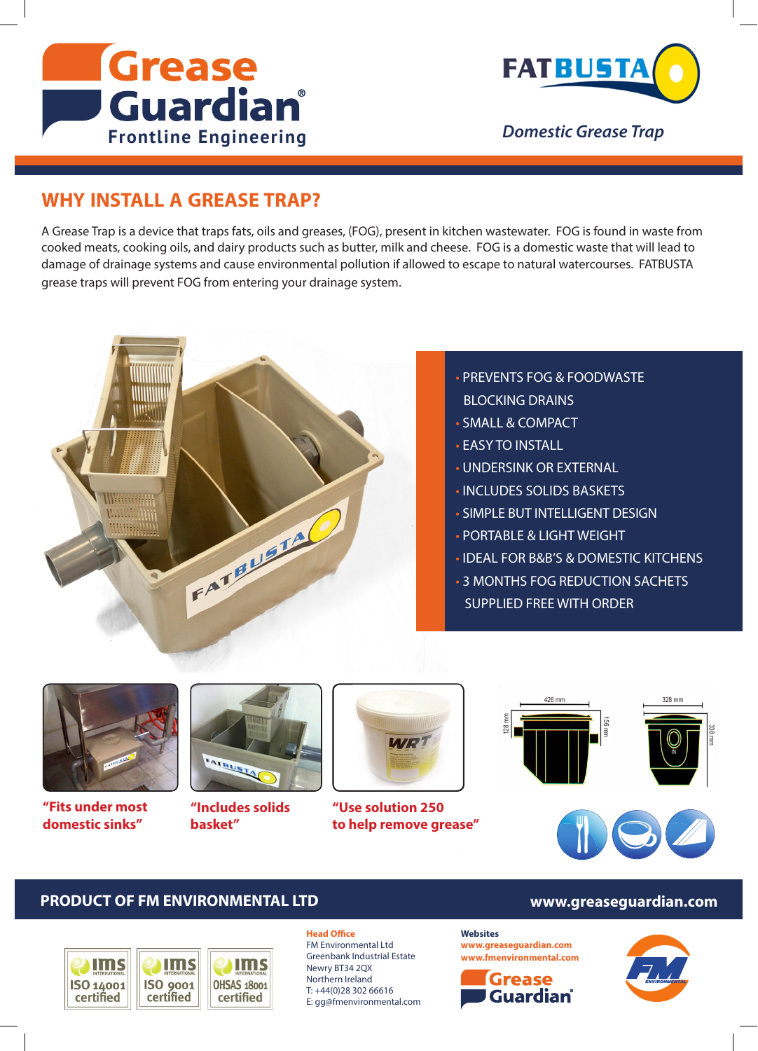# Grease Guardian®

Frontline Engineering

FATBUSTA

*Domestic Grease Trap*

## WHY INSTALL A GREASE TRAP?

A Grease Trap is a device that traps fats, oils and greases, (FOG), present in kitchen wastewater. FOG is found in waste from cooked meats, cooking oils, and dairy products such as butter, milk and cheese. FOG is a domestic waste that will lead to damage of drainage systems and cause environmental pollution if allowed to escape to natural watercourses. FATBUSTA grease traps will prevent FOG from entering your drainage system.

- PREVENTS FOG & FOODWASTE BLOCKING DRAINS
- SMALL & COMPACT
- EASY TO INSTALL
- UNDERSINK OR EXTERNAL
- INCLUDES SOLIDS BASKETS
- SIMPLE BUT INTELLIGENT DESIGN
- PORTABLE & LIGHT WEIGHT
- IDEAL FOR B&B'S & DOMESTIC KITCHENS
- 3 MONTHS FOG REDUCTION SACHETS SUPPLIED FREE WITH ORDER

**"Fits under most domestic sinks"**

**"Includes solids basket"**

**"Use solution 250 to help remove grease"**

426 mm, 128 mm, 156 mm, 328 mm, 338 mm, IN

## PRODUCT OF FM ENVIRONMENTAL LTD

**www.greaseguardian.com**

ims INTERNATIONAL ISO 14001 certified | ims INTERNATIONAL ISO 9001 certified | ims INTERNATIONAL OHSAS 18001 certified

**Head Office**
FM Environmental Ltd
Greenbank Industrial Estate
Newry BT34 2QX
Northern Ireland
T: +44(0)28 302 66616
E: gg@fmenvironmental.com

**Websites**
www.greaseguardian.com
www.fmenvironmental.com

Grease Guardian®

FM ENVIRONMENTAL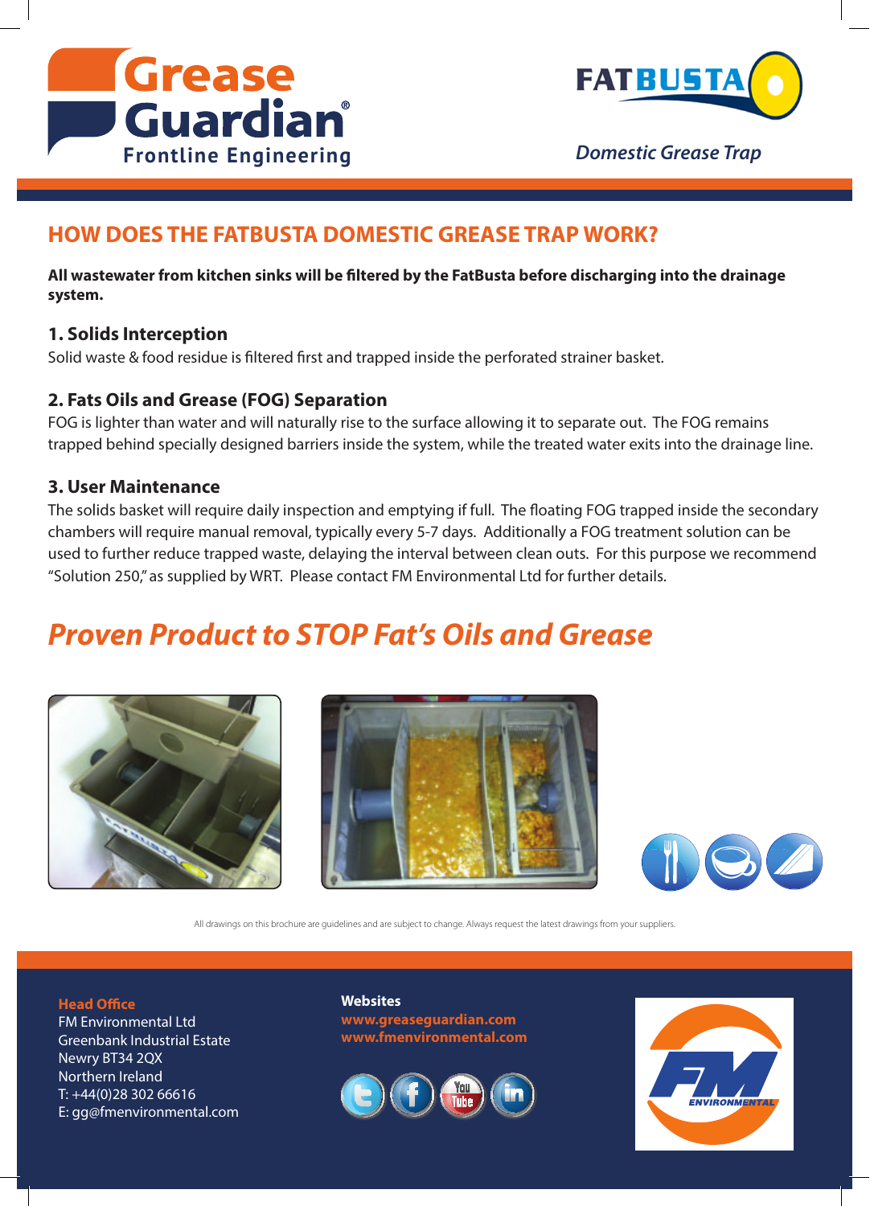Grease Guardian®
Frontline Engineering

FATBUSTA

*Domestic Grease Trap*

## HOW DOES THE FATBUSTA DOMESTIC GREASE TRAP WORK?

**All wastewater from kitchen sinks will be filtered by the FatBusta before discharging into the drainage system.**

### 1. Solids Interception

Solid waste & food residue is filtered first and trapped inside the perforated strainer basket.

### 2. Fats Oils and Grease (FOG) Separation

FOG is lighter than water and will naturally rise to the surface allowing it to separate out. The FOG remains trapped behind specially designed barriers inside the system, while the treated water exits into the drainage line.

### 3. User Maintenance

The solids basket will require daily inspection and emptying if full. The floating FOG trapped inside the secondary chambers will require manual removal, typically every 5-7 days. Additionally a FOG treatment solution can be used to further reduce trapped waste, delaying the interval between clean outs. For this purpose we recommend "Solution 250," as supplied by WRT. Please contact FM Environmental Ltd for further details.

## *Proven Product to STOP Fat's Oils and Grease*

All drawings on this brochure are guidelines and are subject to change. Always request the latest drawings from your suppliers.

**Head Office**
FM Environmental Ltd
Greenbank Industrial Estate
Newry BT34 2QX
Northern Ireland
T: +44(0)28 302 66616
E: gg@fmenvironmental.com

**Websites**
www.greaseguardian.com
www.fmenvironmental.com

FM ENVIRONMENTAL